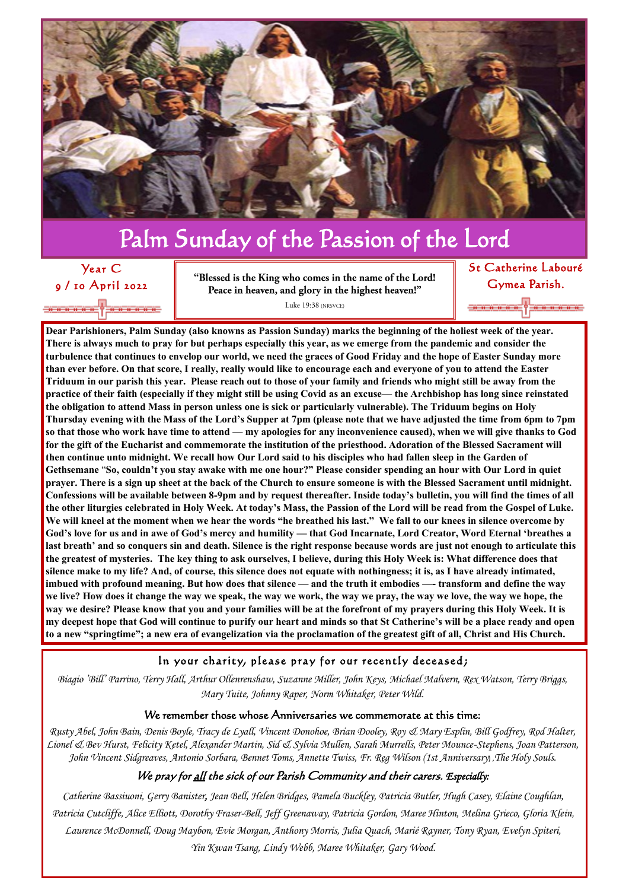# Palm Sunday of the Passion of the Lord

Year C
9 / 10 April 2022

**"Blessed is the King who comes in the name of the Lord! Peace in heaven, and glory in the highest heaven!"**
Luke 19:38 (NRSVCE)

St Catherine Labouré
Gymea Parish.

**Dear Parishioners, Palm Sunday (also knowns as Passion Sunday) marks the beginning of the holiest week of the year. There is always much to pray for but perhaps especially this year, as we emerge from the pandemic and consider the turbulence that continues to envelop our world, we need the graces of Good Friday and the hope of Easter Sunday more than ever before. On that score, I really, really would like to encourage each and everyone of you to attend the Easter Triduum in our parish this year. Please reach out to those of your family and friends who might still be away from the practice of their faith (especially if they might still be using Covid as an excuse— the Archbishop has long since reinstated the obligation to attend Mass in person unless one is sick or particularly vulnerable). The Triduum begins on Holy Thursday evening with the Mass of the Lord's Supper at 7pm (please note that we have adjusted the time from 6pm to 7pm so that those who work have time to attend — my apologies for any inconvenience caused), when we will give thanks to God for the gift of the Eucharist and commemorate the institution of the priesthood. Adoration of the Blessed Sacrament will then continue unto midnight. We recall how Our Lord said to his disciples who had fallen sleep in the Garden of Gethsemane "So, couldn't you stay awake with me one hour?" Please consider spending an hour with Our Lord in quiet prayer. There is a sign up sheet at the back of the Church to ensure someone is with the Blessed Sacrament until midnight. Confessions will be available between 8-9pm and by request thereafter. Inside today's bulletin, you will find the times of all the other liturgies celebrated in Holy Week. At today's Mass, the Passion of the Lord will be read from the Gospel of Luke. We will kneel at the moment when we hear the words "he breathed his last." We fall to our knees in silence overcome by God's love for us and in awe of God's mercy and humility — that God Incarnate, Lord Creator, Word Eternal 'breathes a last breath' and so conquers sin and death. Silence is the right response because words are just not enough to articulate this the greatest of mysteries. The key thing to ask ourselves, I believe, during this Holy Week is: What difference does that silence make to my life? And, of course, this silence does not equate with nothingness; it is, as I have already intimated, imbued with profound meaning. But how does that silence — and the truth it embodies —- transform and define the way we live? How does it change the way we speak, the way we work, the way we pray, the way we love, the way we hope, the way we desire? Please know that you and your families will be at the forefront of my prayers during this Holy Week. It is my deepest hope that God will continue to purify our heart and minds so that St Catherine's will be a place ready and open to a new "springtime"; a new era of evangelization via the proclamation of the greatest gift of all, Christ and His Church.**

## In your charity, please pray for our recently deceased;

*Biagio 'Bill' Parrino, Terry Hall, Arthur Ollenrenshaw, Suzanne Miller, John Keys, Michael Malvern, Rex Watson, Terry Briggs, Mary Tuite, Johnny Raper, Norm Whitaker, Peter Wild.*

## We remember those whose Anniversaries we commemorate at this time:

*Rusty Abel, John Bain, Denis Boyle, Tracy de Lyall, Vincent Donohoe, Brian Dooley, Roy & Mary Esplin, Bill Godfrey, Rod Halter, Lionel & Bev Hurst, Felicity Ketel, Alexander Martin, Sid & Sylvia Mullen, Sarah Murrells, Peter Mounce-Stephens, Joan Patterson, John Vincent Sidgreaves, Antonio Sorbara, Bennet Toms, Annette Twiss, Fr. Reg Wilson (1st Anniversary), The Holy Souls.*

## *We pray for all the sick of our Parish Community and their carers. Especially:*

*Catherine Bassiuoni, Gerry Banister, Jean Bell, Helen Bridges, Pamela Buckley, Patricia Butler, Hugh Casey, Elaine Coughlan, Patricia Cutcliffe, Alice Elliott, Dorothy Fraser-Bell, Jeff Greenaway, Patricia Gordon, Maree Hinton, Melina Grieco, Gloria Klein, Laurence McDonnell, Doug Maybon, Evie Morgan, Anthony Morris, Julia Quach, Marié Rayner, Tony Ryan, Evelyn Spiteri, Yin Kwan Tsang, Lindy Webb, Maree Whitaker, Gary Wood.*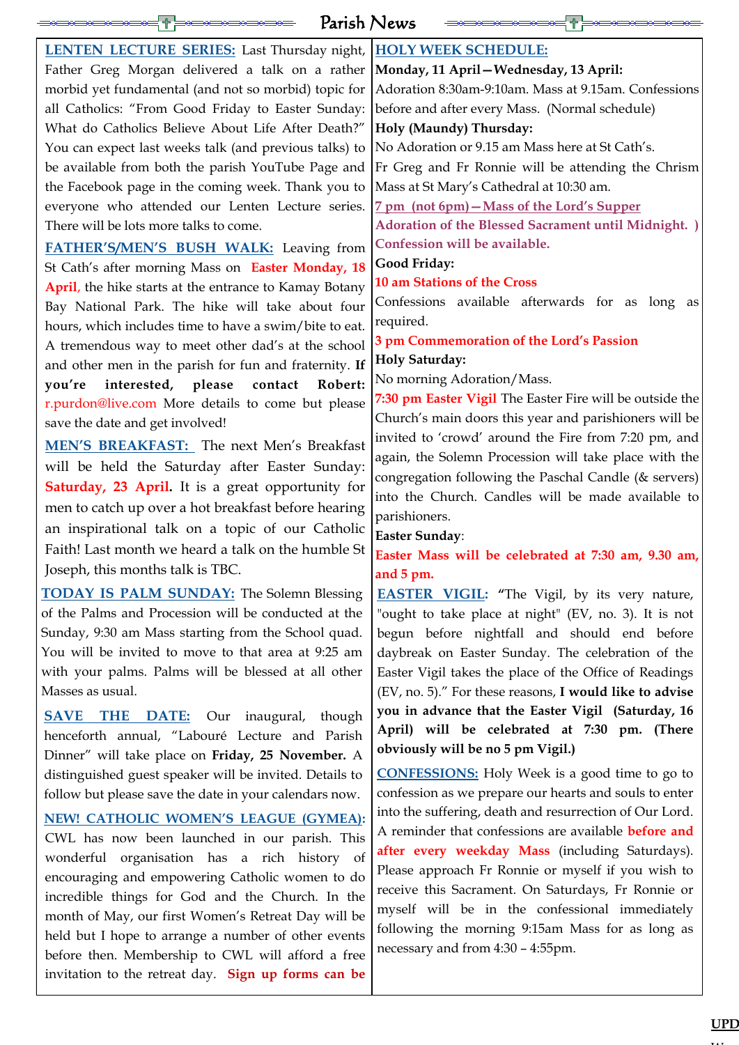# Parish News

**LENTEN LECTURE SERIES:** Last Thursday night, Father Greg Morgan delivered a talk on a rather morbid yet fundamental (and not so morbid) topic for all Catholics: "From Good Friday to Easter Sunday: What do Catholics Believe About Life After Death?" You can expect last weeks talk (and previous talks) to be available from both the parish YouTube Page and the Facebook page in the coming week. Thank you to everyone who attended our Lenten Lecture series. There will be lots more talks to come.

**FATHER'S/MEN'S BUSH WALK:** Leaving from St Cath's after morning Mass on **Easter Monday, 18 April,** the hike starts at the entrance to Kamay Botany Bay National Park. The hike will take about four hours, which includes time to have a swim/bite to eat. A tremendous way to meet other dad's at the school and other men in the parish for fun and fraternity. **If you're interested, please contact Robert:** r.purdon@live.com More details to come but please save the date and get involved!

**MEN'S BREAKFAST:** The next Men's Breakfast will be held the Saturday after Easter Sunday: **Saturday, 23 April.** It is a great opportunity for men to catch up over a hot breakfast before hearing an inspirational talk on a topic of our Catholic Faith! Last month we heard a talk on the humble St Joseph, this months talk is TBC.

**TODAY IS PALM SUNDAY:** The Solemn Blessing of the Palms and Procession will be conducted at the Sunday, 9:30 am Mass starting from the School quad. You will be invited to move to that area at 9:25 am with your palms. Palms will be blessed at all other Masses as usual.

**SAVE THE DATE:** Our inaugural, though henceforth annual, "Labouré Lecture and Parish Dinner" will take place on **Friday, 25 November.** A distinguished guest speaker will be invited. Details to follow but please save the date in your calendars now.

**NEW! CATHOLIC WOMEN'S LEAGUE (GYMEA):** CWL has now been launched in our parish. This wonderful organisation has a rich history of encouraging and empowering Catholic women to do incredible things for God and the Church. In the month of May, our first Women's Retreat Day will be held but I hope to arrange a number of other events before then. Membership to CWL will afford a free invitation to the retreat day. **Sign up forms can be**

**HOLY WEEK SCHEDULE:**

**Monday, 11 April—Wednesday, 13 April:**
Adoration 8:30am-9:10am. Mass at 9.15am. Confessions before and after every Mass. (Normal schedule)

**Holy (Maundy) Thursday:**
No Adoration or 9.15 am Mass here at St Cath's.
Fr Greg and Fr Ronnie will be attending the Chrism Mass at St Mary's Cathedral at 10:30 am.
**7 pm (not 6pm)—Mass of the Lord's Supper**
**Adoration of the Blessed Sacrament until Midnight. )**
**Confession will be available.**

**Good Friday:**
**10 am Stations of the Cross**
Confessions available afterwards for as long as required.
**3 pm Commemoration of the Lord's Passion**

**Holy Saturday:**
No morning Adoration/Mass.
**7:30 pm Easter Vigil** The Easter Fire will be outside the Church's main doors this year and parishioners will be invited to 'crowd' around the Fire from 7:20 pm, and again, the Solemn Procession will take place with the congregation following the Paschal Candle (& servers) into the Church. Candles will be made available to parishioners.

**Easter Sunday:**
**Easter Mass will be celebrated at 7:30 am, 9.30 am, and 5 pm.**

**EASTER VIGIL:** "The Vigil, by its very nature, "ought to take place at night" (EV, no. 3). It is not begun before nightfall and should end before daybreak on Easter Sunday. The celebration of the Easter Vigil takes the place of the Office of Readings (EV, no. 5)." For these reasons, **I would like to advise you in advance that the Easter Vigil (Saturday, 16 April) will be celebrated at 7:30 pm. (There obviously will be no 5 pm Vigil.)**

**CONFESSIONS:** Holy Week is a good time to go to confession as we prepare our hearts and souls to enter into the suffering, death and resurrection of Our Lord. A reminder that confessions are available **before and after every weekday Mass** (including Saturdays). Please approach Fr Ronnie or myself if you wish to receive this Sacrament. On Saturdays, Fr Ronnie or myself will be in the confessional immediately following the morning 9:15am Mass for as long as necessary and from 4:30 – 4:55pm.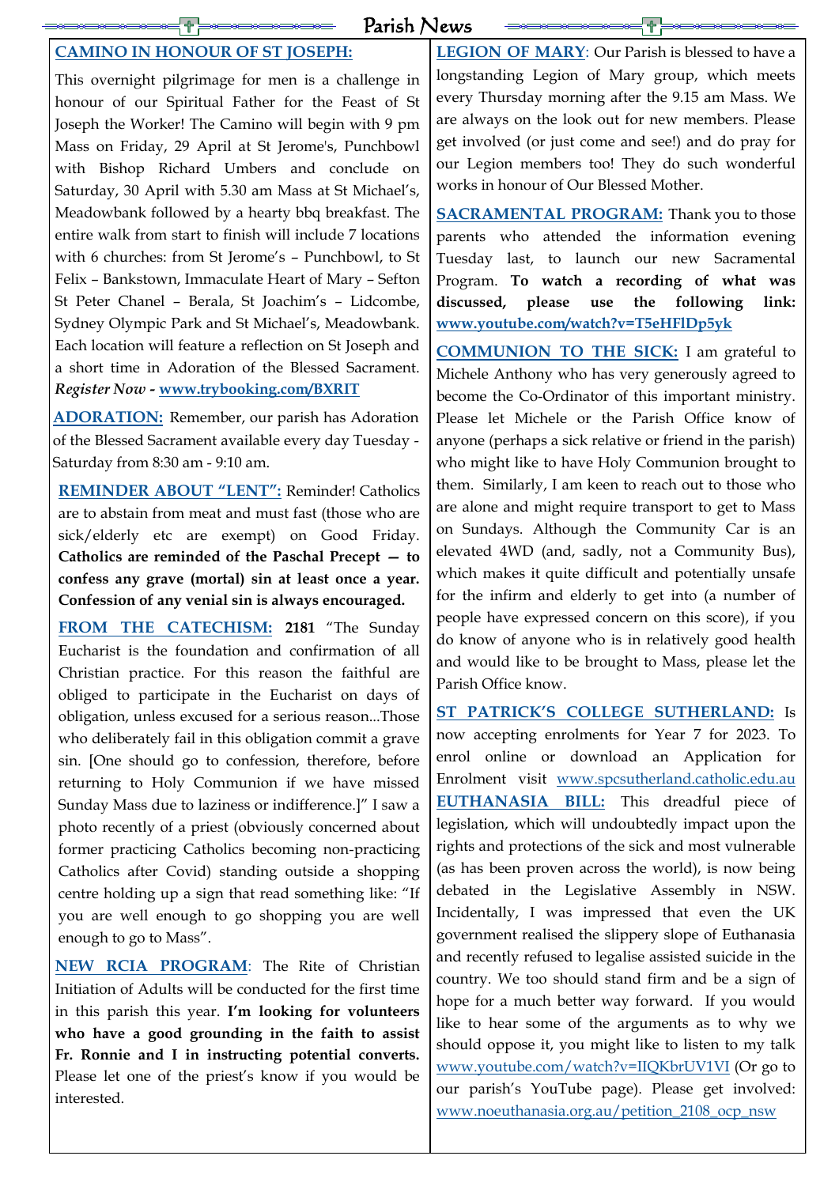# Parish News

**CAMINO IN HONOUR OF ST JOSEPH:**

This overnight pilgrimage for men is a challenge in honour of our Spiritual Father for the Feast of St Joseph the Worker! The Camino will begin with 9 pm Mass on Friday, 29 April at St Jerome's, Punchbowl with Bishop Richard Umbers and conclude on Saturday, 30 April with 5.30 am Mass at St Michael's, Meadowbank followed by a hearty bbq breakfast. The entire walk from start to finish will include 7 locations with 6 churches: from St Jerome's – Punchbowl, to St Felix – Bankstown, Immaculate Heart of Mary – Sefton St Peter Chanel – Berala, St Joachim's – Lidcombe, Sydney Olympic Park and St Michael's, Meadowbank. Each location will feature a reflection on St Joseph and a short time in Adoration of the Blessed Sacrament. ***Register Now* - www.trybooking.com/BXRIT**

**ADORATION:** Remember, our parish has Adoration of the Blessed Sacrament available every day Tuesday - Saturday from 8:30 am - 9:10 am.

**REMINDER ABOUT "LENT":** Reminder! Catholics are to abstain from meat and must fast (those who are sick/elderly etc are exempt) on Good Friday. **Catholics are reminded of the Paschal Precept — to confess any grave (mortal) sin at least once a year. Confession of any venial sin is always encouraged.**

**FROM THE CATECHISM:** **2181** "The Sunday Eucharist is the foundation and confirmation of all Christian practice. For this reason the faithful are obliged to participate in the Eucharist on days of obligation, unless excused for a serious reason...Those who deliberately fail in this obligation commit a grave sin. [One should go to confession, therefore, before returning to Holy Communion if we have missed Sunday Mass due to laziness or indifference.]" I saw a photo recently of a priest (obviously concerned about former practicing Catholics becoming non-practicing Catholics after Covid) standing outside a shopping centre holding up a sign that read something like: "If you are well enough to go shopping you are well enough to go to Mass".

**NEW RCIA PROGRAM**: The Rite of Christian Initiation of Adults will be conducted for the first time in this parish this year. **I'm looking for volunteers who have a good grounding in the faith to assist Fr. Ronnie and I in instructing potential converts.** Please let one of the priest's know if you would be interested.

**LEGION OF MARY**: Our Parish is blessed to have a longstanding Legion of Mary group, which meets every Thursday morning after the 9.15 am Mass. We are always on the look out for new members. Please get involved (or just come and see!) and do pray for our Legion members too! They do such wonderful works in honour of Our Blessed Mother.

**SACRAMENTAL PROGRAM:** Thank you to those parents who attended the information evening Tuesday last, to launch our new Sacramental Program. **To watch a recording of what was discussed, please use the following link: www.youtube.com/watch?v=T5eHFlDp5yk**

**COMMUNION TO THE SICK:** I am grateful to Michele Anthony who has very generously agreed to become the Co-Ordinator of this important ministry. Please let Michele or the Parish Office know of anyone (perhaps a sick relative or friend in the parish) who might like to have Holy Communion brought to them. Similarly, I am keen to reach out to those who are alone and might require transport to get to Mass on Sundays. Although the Community Car is an elevated 4WD (and, sadly, not a Community Bus), which makes it quite difficult and potentially unsafe for the infirm and elderly to get into (a number of people have expressed concern on this score), if you do know of anyone who is in relatively good health and would like to be brought to Mass, please let the Parish Office know.

**ST PATRICK'S COLLEGE SUTHERLAND:** Is now accepting enrolments for Year 7 for 2023. To enrol online or download an Application for Enrolment visit www.spcsutherland.catholic.edu.au

**EUTHANASIA BILL:** This dreadful piece of legislation, which will undoubtedly impact upon the rights and protections of the sick and most vulnerable (as has been proven across the world), is now being debated in the Legislative Assembly in NSW. Incidentally, I was impressed that even the UK government realised the slippery slope of Euthanasia and recently refused to legalise assisted suicide in the country. We too should stand firm and be a sign of hope for a much better way forward. If you would like to hear some of the arguments as to why we should oppose it, you might like to listen to my talk www.youtube.com/watch?v=IIQKbrUV1VI (Or go to our parish's YouTube page). Please get involved: www.noeuthanasia.org.au/petition_2108_ocp_nsw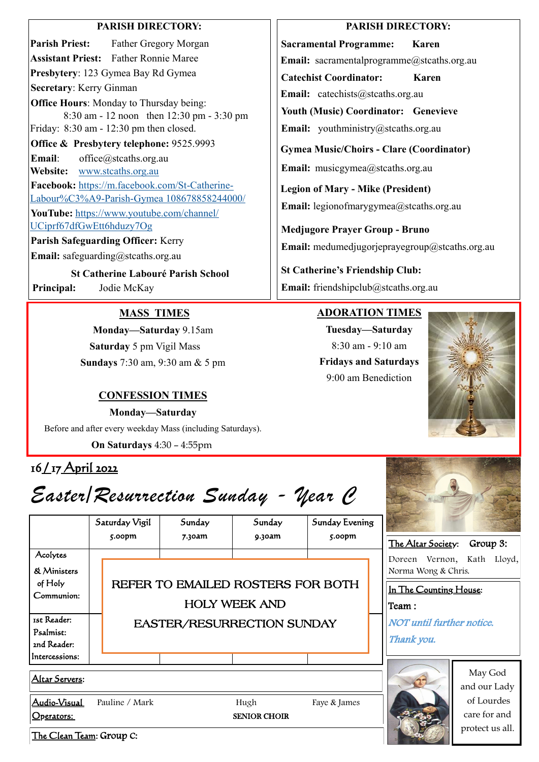## PARISH DIRECTORY:

**Parish Priest:** Father Gregory Morgan
**Assistant Priest:** Father Ronnie Maree
**Presbytery**: 123 Gymea Bay Rd Gymea
**Secretary**: Kerry Ginman
**Office Hours**: Monday to Thursday being:
8:30 am - 12 noon then 12:30 pm - 3:30 pm
Friday: 8:30 am - 12:30 pm then closed.
**Office & Presbytery telephone:** 9525.9993
**Email**: office@stcaths.org.au
**Website:** www.stcaths.org.au
**Facebook:** https://m.facebook.com/St-Catherine-Labour%C3%A9-Parish-Gymea 108678858244000/
**YouTube:** https://www.youtube.com/channel/UCiprf67dfGwEtt6hduzy7Og
**Parish Safeguarding Officer:** Kerry
**Email:** safeguarding@stcaths.org.au

**St Catherine Labouré Parish School**
**Principal:** Jodie McKay

## PARISH DIRECTORY:

**Sacramental Programme:** **Karen**
**Email:** sacramentalprogramme@stcaths.org.au
**Catechist Coordinator:** **Karen**
**Email:** catechists@stcaths.org.au
**Youth (Music) Coordinator:** **Genevieve**
**Email:** youthministry@stcaths.org.au
**Gymea Music/Choirs - Clare (Coordinator)**
**Email:** musicgymea@stcaths.org.au
**Legion of Mary - Mike (President)**
**Email:** legionofmarygymea@stcaths.org.au
**Medjugore Prayer Group - Bruno**
**Email:** medumedjugorjeprayegroup@stcaths.org.au
**St Catherine's Friendship Club:**
**Email:** friendshipclub@stcaths.org.au

## MASS TIMES

**Monday—Saturday** 9.15am
**Saturday** 5 pm Vigil Mass
**Sundays** 7:30 am, 9:30 am & 5 pm

## CONFESSION TIMES

**Monday—Saturday**
Before and after every weekday Mass (including Saturdays).
**On Saturdays** 4:30 – 4:55pm

## ADORATION TIMES

**Tuesday—Saturday**
8:30 am - 9:10 am
**Fridays and Saturdays**
9:00 am Benediction

## 16 / 17 April 2022

# Easter/Resurrection Sunday - Year C

| | Saturday Vigil 5.00pm | Sunday 7.30am | Sunday 9.30am | Sunday Evening 5.00pm |
|---|---|---|---|---|
| Acolytes & Ministers of Holy Communion: | REFER TO EMAILED ROSTERS FOR BOTH HOLY WEEK AND EASTER/RESURRECTION SUNDAY | | | |
| 1st Reader: Psalmist: 2nd Reader: Intercessions: | | | | |
| Altar Servers: | | | | |
| Audio-Visual Operators: | Pauline / Mark | | Hugh / SENIOR CHOIR | Faye & James |

The Clean Team: Group C:

**The Altar Society:** Group 3:
Doreen Vernon, Kath Lloyd, Norma Wong & Chris.

**In The Counting House:**
Team :
*NOT until further notice.*
*Thank you.*

May God and our Lady of Lourdes care for and protect us all.